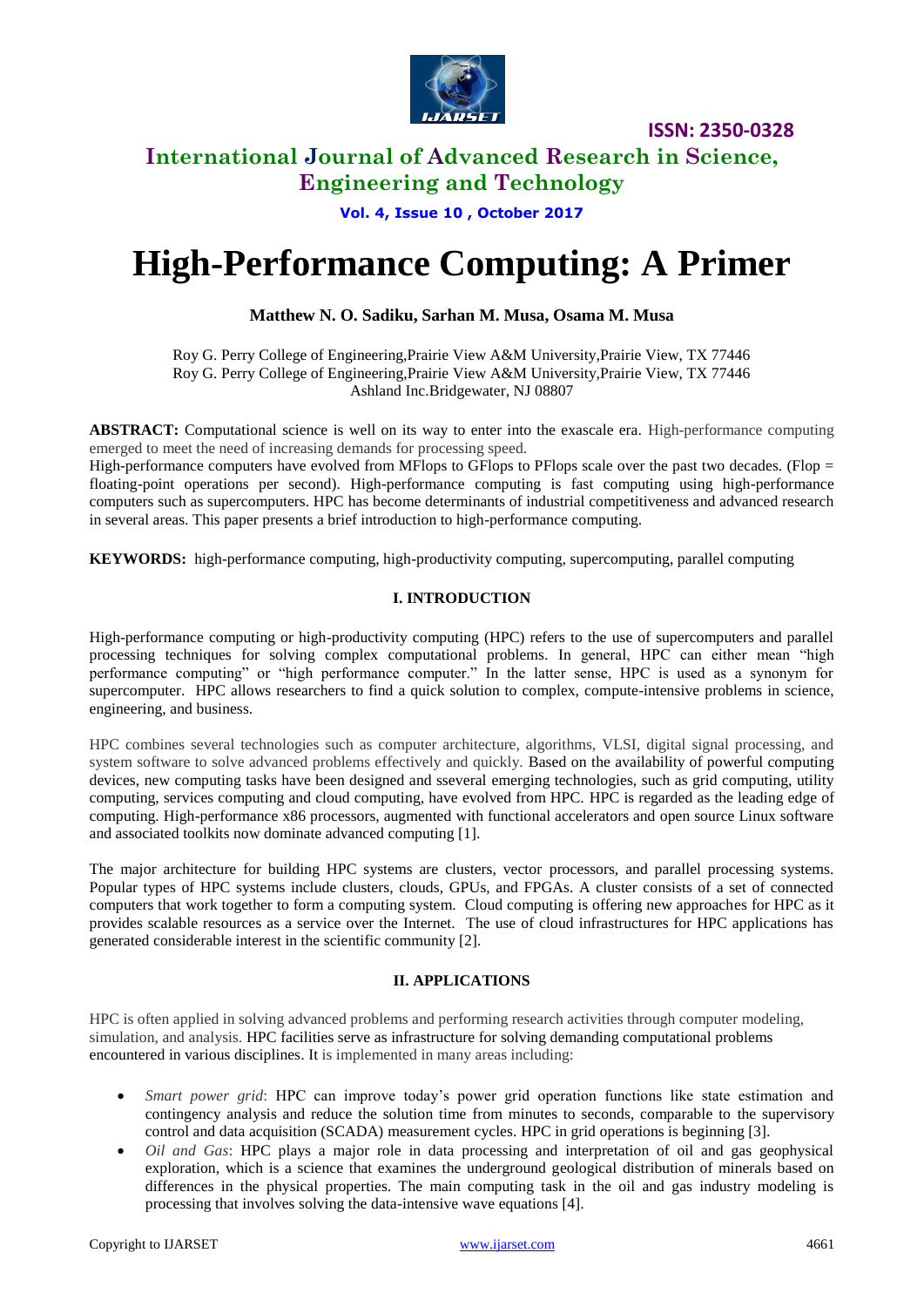# High-Performance Computing: A Primer

**Matthew N. O. Sadiku, Sarhan M. Musa, Osama M. Musa**

Roy G. Perry College of Engineering,Prairie View A&M University,Prairie View, TX 77446
Roy G. Perry College of Engineering,Prairie View A&M University,Prairie View, TX 77446
Ashland Inc.Bridgewater, NJ 08807

**ABSTRACT:** Computational science is well on its way to enter into the exascale era. High-performance computing emerged to meet the need of increasing demands for processing speed.
High-performance computers have evolved from MFlops to GFlops to PFlops scale over the past two decades. (Flop = floating-point operations per second). High-performance computing is fast computing using high-performance computers such as supercomputers. HPC has become determinants of industrial competitiveness and advanced research in several areas. This paper presents a brief introduction to high-performance computing.

**KEYWORDS:** high-performance computing, high-productivity computing, supercomputing, parallel computing

## I. INTRODUCTION

High-performance computing or high-productivity computing (HPC) refers to the use of supercomputers and parallel processing techniques for solving complex computational problems. In general, HPC can either mean "high performance computing" or "high performance computer." In the latter sense, HPC is used as a synonym for supercomputer. HPC allows researchers to find a quick solution to complex, compute-intensive problems in science, engineering, and business.

HPC combines several technologies such as computer architecture, algorithms, VLSI, digital signal processing, and system software to solve advanced problems effectively and quickly. Based on the availability of powerful computing devices, new computing tasks have been designed and sseveral emerging technologies, such as grid computing, utility computing, services computing and cloud computing, have evolved from HPC. HPC is regarded as the leading edge of computing. High-performance x86 processors, augmented with functional accelerators and open source Linux software and associated toolkits now dominate advanced computing [1].

The major architecture for building HPC systems are clusters, vector processors, and parallel processing systems. Popular types of HPC systems include clusters, clouds, GPUs, and FPGAs. A cluster consists of a set of connected computers that work together to form a computing system. Cloud computing is offering new approaches for HPC as it provides scalable resources as a service over the Internet. The use of cloud infrastructures for HPC applications has generated considerable interest in the scientific community [2].

## II. APPLICATIONS

HPC is often applied in solving advanced problems and performing research activities through computer modeling, simulation, and analysis. HPC facilities serve as infrastructure for solving demanding computational problems encountered in various disciplines. It is implemented in many areas including:

- *Smart power grid*: HPC can improve today's power grid operation functions like state estimation and contingency analysis and reduce the solution time from minutes to seconds, comparable to the supervisory control and data acquisition (SCADA) measurement cycles. HPC in grid operations is beginning [3].
- *Oil and Gas*: HPC plays a major role in data processing and interpretation of oil and gas geophysical exploration, which is a science that examines the underground geological distribution of minerals based on differences in the physical properties. The main computing task in the oil and gas industry modeling is processing that involves solving the data-intensive wave equations [4].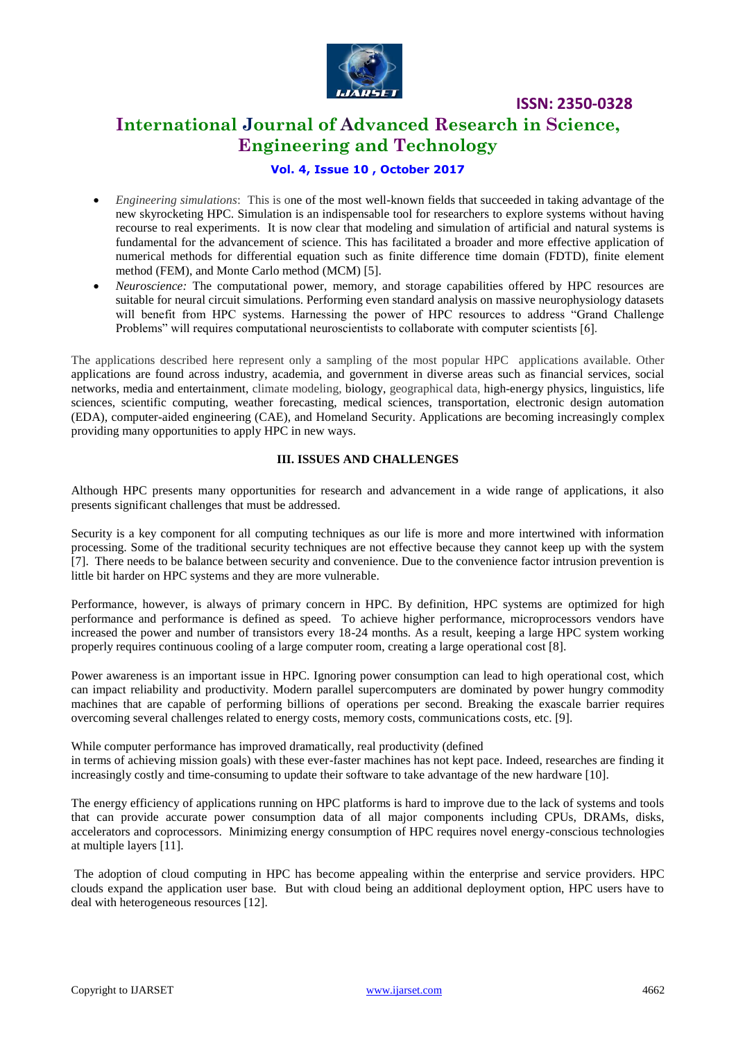- *Engineering simulations*: This is one of the most well-known fields that succeeded in taking advantage of the new skyrocketing HPC. Simulation is an indispensable tool for researchers to explore systems without having recourse to real experiments. It is now clear that modeling and simulation of artificial and natural systems is fundamental for the advancement of science. This has facilitated a broader and more effective application of numerical methods for differential equation such as finite difference time domain (FDTD), finite element method (FEM), and Monte Carlo method (MCM) [5].
- *Neuroscience:* The computational power, memory, and storage capabilities offered by HPC resources are suitable for neural circuit simulations. Performing even standard analysis on massive neurophysiology datasets will benefit from HPC systems. Harnessing the power of HPC resources to address "Grand Challenge Problems" will requires computational neuroscientists to collaborate with computer scientists [6].

The applications described here represent only a sampling of the most popular HPC applications available. Other applications are found across industry, academia, and government in diverse areas such as financial services, social networks, media and entertainment, climate modeling, biology, geographical data, high-energy physics, linguistics, life sciences, scientific computing, weather forecasting, medical sciences, transportation, electronic design automation (EDA), computer-aided engineering (CAE), and Homeland Security. Applications are becoming increasingly complex providing many opportunities to apply HPC in new ways.

## III. ISSUES AND CHALLENGES

Although HPC presents many opportunities for research and advancement in a wide range of applications, it also presents significant challenges that must be addressed.

Security is a key component for all computing techniques as our life is more and more intertwined with information processing. Some of the traditional security techniques are not effective because they cannot keep up with the system [7]. There needs to be balance between security and convenience. Due to the convenience factor intrusion prevention is little bit harder on HPC systems and they are more vulnerable.

Performance, however, is always of primary concern in HPC. By definition, HPC systems are optimized for high performance and performance is defined as speed. To achieve higher performance, microprocessors vendors have increased the power and number of transistors every 18-24 months. As a result, keeping a large HPC system working properly requires continuous cooling of a large computer room, creating a large operational cost [8].

Power awareness is an important issue in HPC. Ignoring power consumption can lead to high operational cost, which can impact reliability and productivity. Modern parallel supercomputers are dominated by power hungry commodity machines that are capable of performing billions of operations per second. Breaking the exascale barrier requires overcoming several challenges related to energy costs, memory costs, communications costs, etc. [9].

While computer performance has improved dramatically, real productivity (defined in terms of achieving mission goals) with these ever-faster machines has not kept pace. Indeed, researches are finding it increasingly costly and time-consuming to update their software to take advantage of the new hardware [10].

The energy efficiency of applications running on HPC platforms is hard to improve due to the lack of systems and tools that can provide accurate power consumption data of all major components including CPUs, DRAMs, disks, accelerators and coprocessors. Minimizing energy consumption of HPC requires novel energy-conscious technologies at multiple layers [11].

The adoption of cloud computing in HPC has become appealing within the enterprise and service providers. HPC clouds expand the application user base. But with cloud being an additional deployment option, HPC users have to deal with heterogeneous resources [12].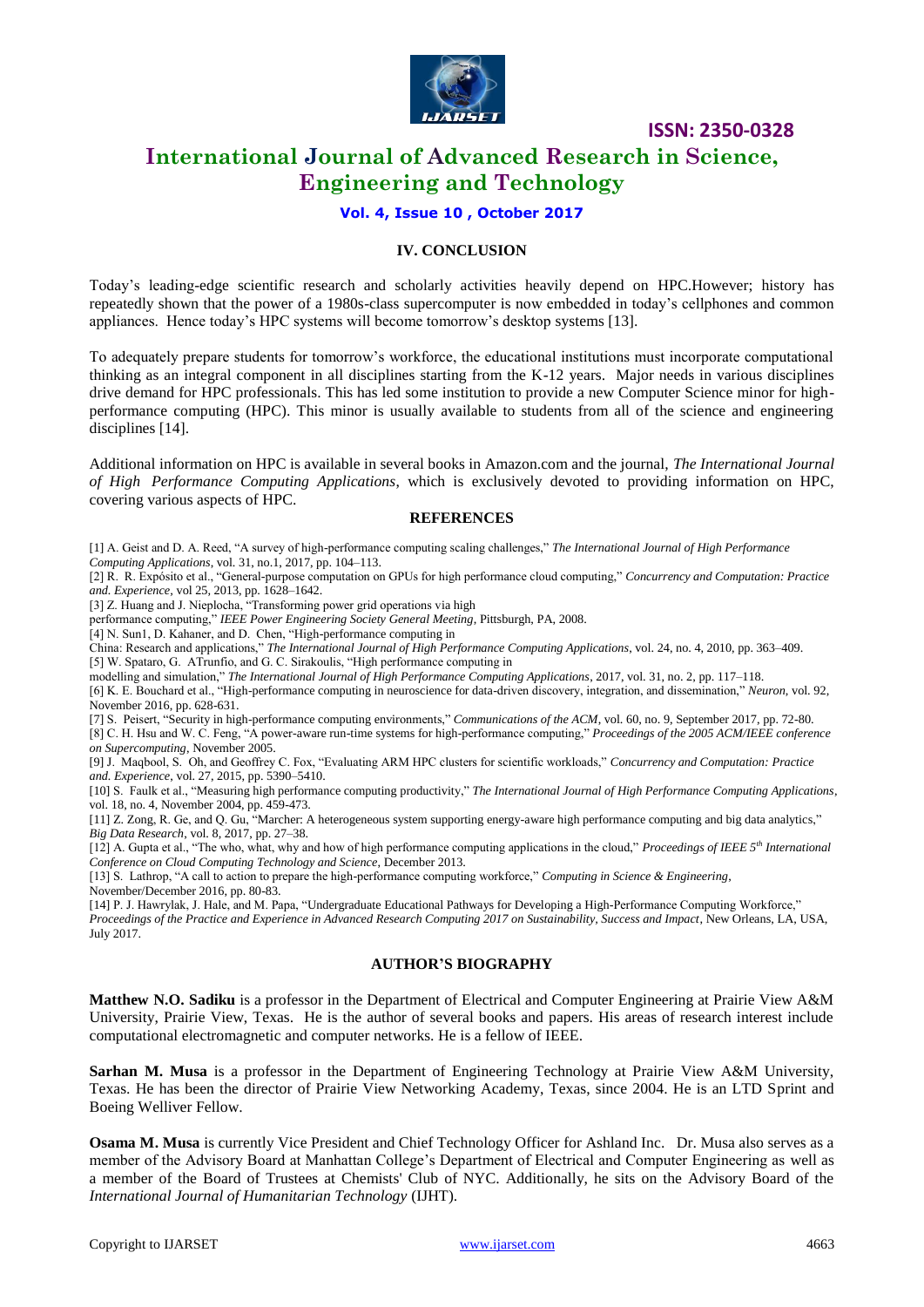## IV. CONCLUSION

Today's leading-edge scientific research and scholarly activities heavily depend on HPC.However; history has repeatedly shown that the power of a 1980s-class supercomputer is now embedded in today's cellphones and common appliances. Hence today's HPC systems will become tomorrow's desktop systems [13].

To adequately prepare students for tomorrow's workforce, the educational institutions must incorporate computational thinking as an integral component in all disciplines starting from the K-12 years. Major needs in various disciplines drive demand for HPC professionals. This has led some institution to provide a new Computer Science minor for high-performance computing (HPC). This minor is usually available to students from all of the science and engineering disciplines [14].

Additional information on HPC is available in several books in Amazon.com and the journal, *The International Journal of High Performance Computing Applications*, which is exclusively devoted to providing information on HPC, covering various aspects of HPC.

## REFERENCES

[1] A. Geist and D. A. Reed, "A survey of high-performance computing scaling challenges," *The International Journal of High Performance Computing Applications*, vol. 31, no.1, 2017, pp. 104–113.

[2] R. R. Expósito et al., "General-purpose computation on GPUs for high performance cloud computing," *Concurrency and Computation: Practice and. Experience*, vol 25, 2013, pp. 1628–1642.

[3] Z. Huang and J. Nieplocha, "Transforming power grid operations via high performance computing," *IEEE Power Engineering Society General Meeting*, Pittsburgh, PA, 2008.

[4] N. Sun1, D. Kahaner, and D. Chen, "High-performance computing in China: Research and applications," *The International Journal of High Performance Computing Applications*, vol. 24, no. 4, 2010, pp. 363–409.

[5] W. Spataro, G. ATrunfio, and G. C. Sirakoulis, "High performance computing in modelling and simulation," *The International Journal of High Performance Computing Applications*, 2017, vol. 31, no. 2, pp. 117–118.

[6] K. E. Bouchard et al., "High-performance computing in neuroscience for data-driven discovery, integration, and dissemination," *Neuron*, vol. 92, November 2016, pp. 628-631.

[7] S. Peisert, "Security in high-performance computing environments," *Communications of the ACM*, vol. 60, no. 9, September 2017, pp. 72-80.

[8] C. H. Hsu and W. C. Feng, "A power-aware run-time systems for high-performance computing," *Proceedings of the 2005 ACM/IEEE conference on Supercomputing*, November 2005.

[9] J. Maqbool, S. Oh, and Geoffrey C. Fox, "Evaluating ARM HPC clusters for scientific workloads," *Concurrency and Computation: Practice and. Experience*, vol. 27, 2015, pp. 5390–5410.

[10] S. Faulk et al., "Measuring high performance computing productivity," *The International Journal of High Performance Computing Applications*, vol. 18, no. 4, November 2004, pp. 459-473.

[11] Z. Zong, R. Ge, and Q. Gu, "Marcher: A heterogeneous system supporting energy-aware high performance computing and big data analytics," *Big Data Research*, vol. 8, 2017, pp. 27–38.

[12] A. Gupta et al., "The who, what, why and how of high performance computing applications in the cloud," *Proceedings of IEEE 5th International Conference on Cloud Computing Technology and Science*, December 2013.

[13] S. Lathrop, "A call to action to prepare the high-performance computing workforce," *Computing in Science & Engineering*, November/December 2016, pp. 80-83.

[14] P. J. Hawrylak, J. Hale, and M. Papa, "Undergraduate Educational Pathways for Developing a High-Performance Computing Workforce," *Proceedings of the Practice and Experience in Advanced Research Computing 2017 on Sustainability, Success and Impact*, New Orleans, LA, USA, July 2017.

## AUTHOR'S BIOGRAPHY

**Matthew N.O. Sadiku** is a professor in the Department of Electrical and Computer Engineering at Prairie View A&M University, Prairie View, Texas. He is the author of several books and papers. His areas of research interest include computational electromagnetic and computer networks. He is a fellow of IEEE.

**Sarhan M. Musa** is a professor in the Department of Engineering Technology at Prairie View A&M University, Texas. He has been the director of Prairie View Networking Academy, Texas, since 2004. He is an LTD Sprint and Boeing Welliver Fellow.

**Osama M. Musa** is currently Vice President and Chief Technology Officer for Ashland Inc. Dr. Musa also serves as a member of the Advisory Board at Manhattan College's Department of Electrical and Computer Engineering as well as a member of the Board of Trustees at Chemists' Club of NYC. Additionally, he sits on the Advisory Board of the *International Journal of Humanitarian Technology* (IJHT).